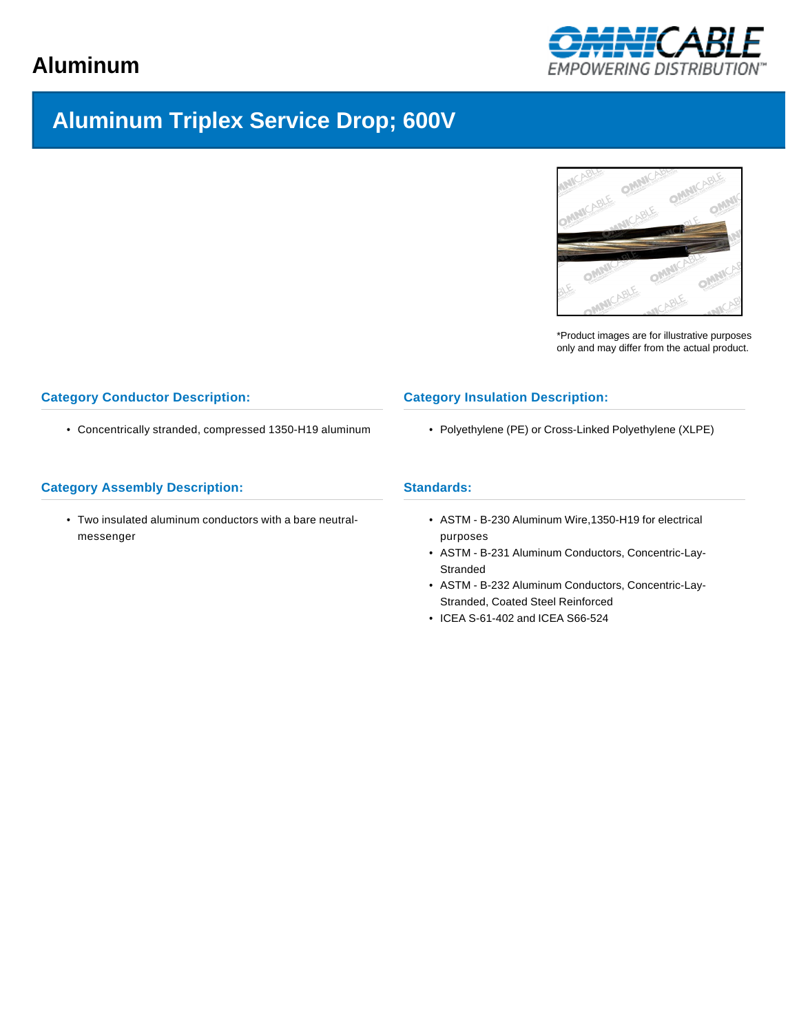# Aluminum

## Aluminum Triplex Service Drop; 600V

*Product images are for illustrative purposes only and may differ from the actual product.

### Category Conductor Description:

- Concentrically stranded, compressed 1350-H19 aluminum

### Category Insulation Description:

- Polyethylene (PE) or Cross-Linked Polyethylene (XLPE)

### Category Assembly Description:

- Two insulated aluminum conductors with a bare neutral-messenger

### Standards:

- ASTM - B-230 Aluminum Wire,1350-H19 for electrical purposes
- ASTM - B-231 Aluminum Conductors, Concentric-Lay-Stranded
- ASTM - B-232 Aluminum Conductors, Concentric-Lay-Stranded, Coated Steel Reinforced
- ICEA S-61-402 and ICEA S66-524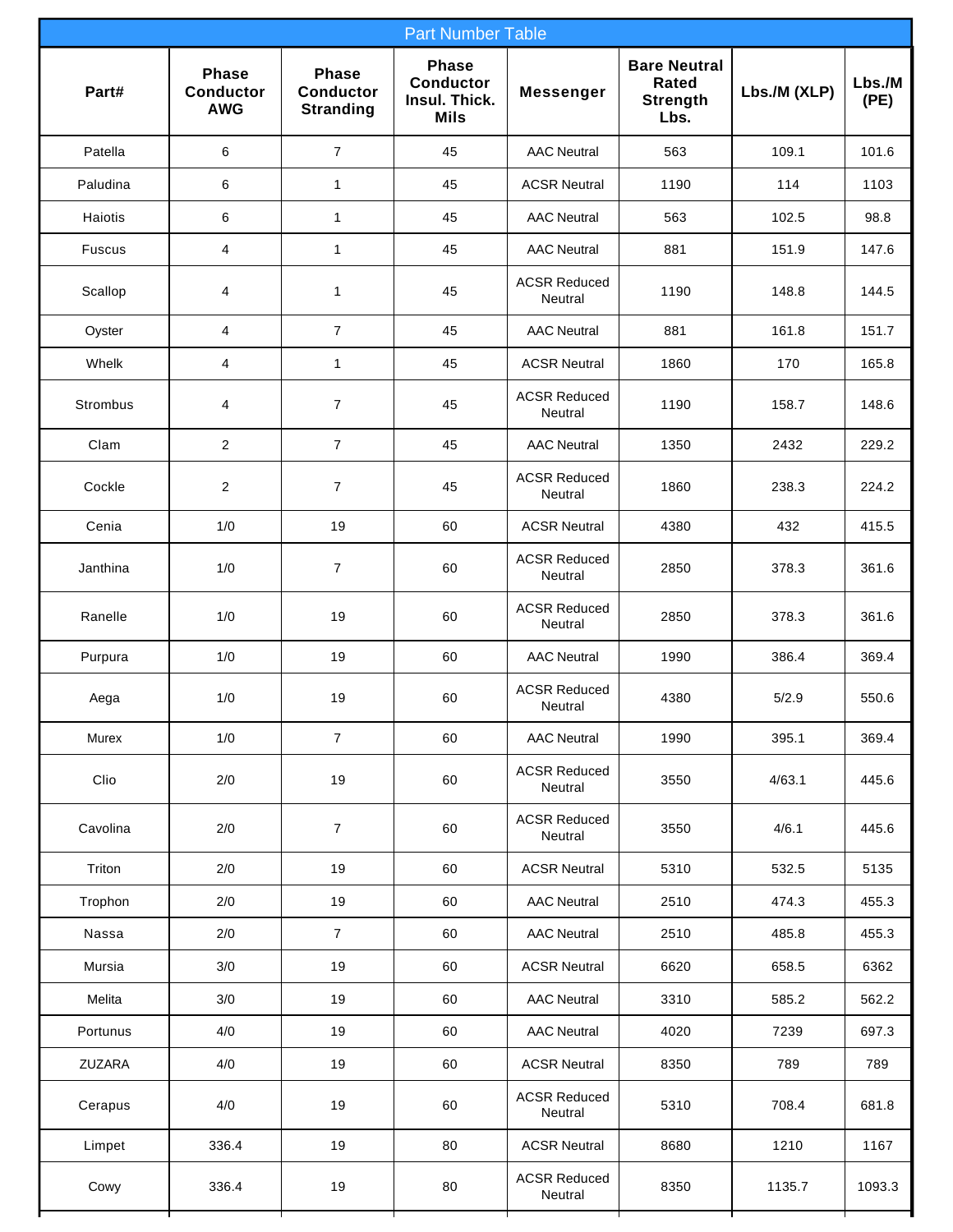| Part Number Table | | | | | | | |
|---|---|---|---|---|---|---|---|
| Part# | Phase Conductor AWG | Phase Conductor Stranding | Phase Conductor Insul. Thick. Mils | Messenger | Bare Neutral Rated Strength Lbs. | Lbs./M (XLP) | Lbs./M (PE) |
| Patella | 6 | 7 | 45 | AAC Neutral | 563 | 109.1 | 101.6 |
| Paludina | 6 | 1 | 45 | ACSR Neutral | 1190 | 114 | 1103 |
| Haiotis | 6 | 1 | 45 | AAC Neutral | 563 | 102.5 | 98.8 |
| Fuscus | 4 | 1 | 45 | AAC Neutral | 881 | 151.9 | 147.6 |
| Scallop | 4 | 1 | 45 | ACSR Reduced Neutral | 1190 | 148.8 | 144.5 |
| Oyster | 4 | 7 | 45 | AAC Neutral | 881 | 161.8 | 151.7 |
| Whelk | 4 | 1 | 45 | ACSR Neutral | 1860 | 170 | 165.8 |
| Strombus | 4 | 7 | 45 | ACSR Reduced Neutral | 1190 | 158.7 | 148.6 |
| Clam | 2 | 7 | 45 | AAC Neutral | 1350 | 2432 | 229.2 |
| Cockle | 2 | 7 | 45 | ACSR Reduced Neutral | 1860 | 238.3 | 224.2 |
| Cenia | 1/0 | 19 | 60 | ACSR Neutral | 4380 | 432 | 415.5 |
| Janthina | 1/0 | 7 | 60 | ACSR Reduced Neutral | 2850 | 378.3 | 361.6 |
| Ranelle | 1/0 | 19 | 60 | ACSR Reduced Neutral | 2850 | 378.3 | 361.6 |
| Purpura | 1/0 | 19 | 60 | AAC Neutral | 1990 | 386.4 | 369.4 |
| Aega | 1/0 | 19 | 60 | ACSR Reduced Neutral | 4380 | 5/2.9 | 550.6 |
| Murex | 1/0 | 7 | 60 | AAC Neutral | 1990 | 395.1 | 369.4 |
| Clio | 2/0 | 19 | 60 | ACSR Reduced Neutral | 3550 | 4/63.1 | 445.6 |
| Cavolina | 2/0 | 7 | 60 | ACSR Reduced Neutral | 3550 | 4/6.1 | 445.6 |
| Triton | 2/0 | 19 | 60 | ACSR Neutral | 5310 | 532.5 | 5135 |
| Trophon | 2/0 | 19 | 60 | AAC Neutral | 2510 | 474.3 | 455.3 |
| Nassa | 2/0 | 7 | 60 | AAC Neutral | 2510 | 485.8 | 455.3 |
| Mursia | 3/0 | 19 | 60 | ACSR Neutral | 6620 | 658.5 | 6362 |
| Melita | 3/0 | 19 | 60 | AAC Neutral | 3310 | 585.2 | 562.2 |
| Portunus | 4/0 | 19 | 60 | AAC Neutral | 4020 | 7239 | 697.3 |
| ZUZARA | 4/0 | 19 | 60 | ACSR Neutral | 8350 | 789 | 789 |
| Cerapus | 4/0 | 19 | 60 | ACSR Reduced Neutral | 5310 | 708.4 | 681.8 |
| Limpet | 336.4 | 19 | 80 | ACSR Neutral | 8680 | 1210 | 1167 |
| Cowy | 336.4 | 19 | 80 | ACSR Reduced Neutral | 8350 | 1135.7 | 1093.3 |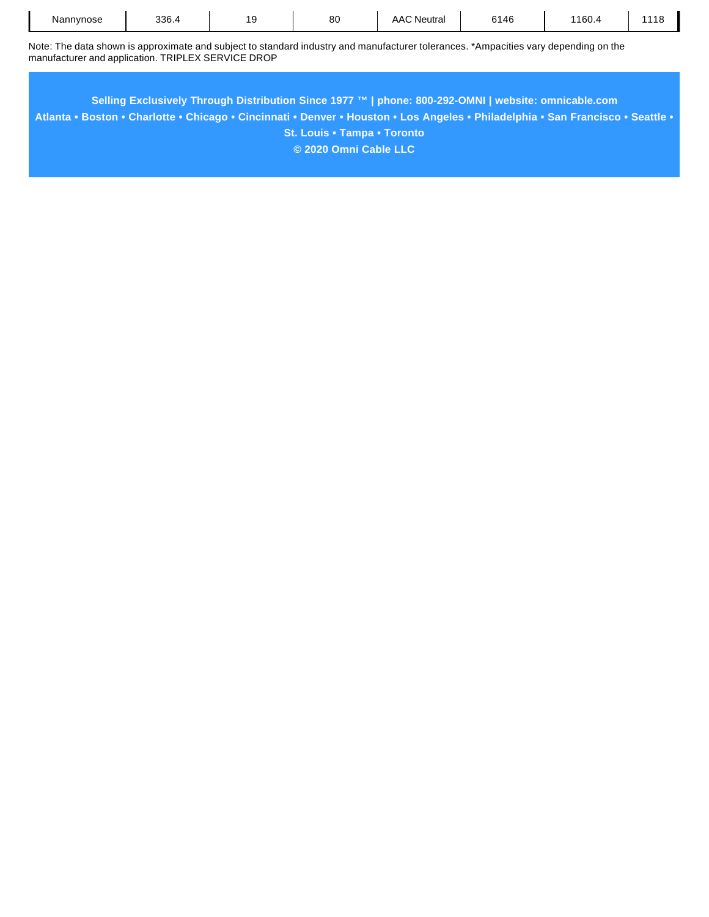| | | | | | | | |
|---|---|---|---|---|---|---|---|
| Nannynose | 336.4 | 19 | 80 | AAC Neutral | 6146 | 1160.4 | 1118 |

Note: The data shown is approximate and subject to standard industry and manufacturer tolerances. *Ampacities vary depending on the manufacturer and application. TRIPLEX SERVICE DROP

**Selling Exclusively Through Distribution Since 1977 ™ | phone: 800-292-OMNI | website: omnicable.com**

**Atlanta • Boston • Charlotte • Chicago • Cincinnati • Denver • Houston • Los Angeles • Philadelphia • San Francisco • Seattle • St. Louis • Tampa • Toronto**

**© 2020 Omni Cable LLC**